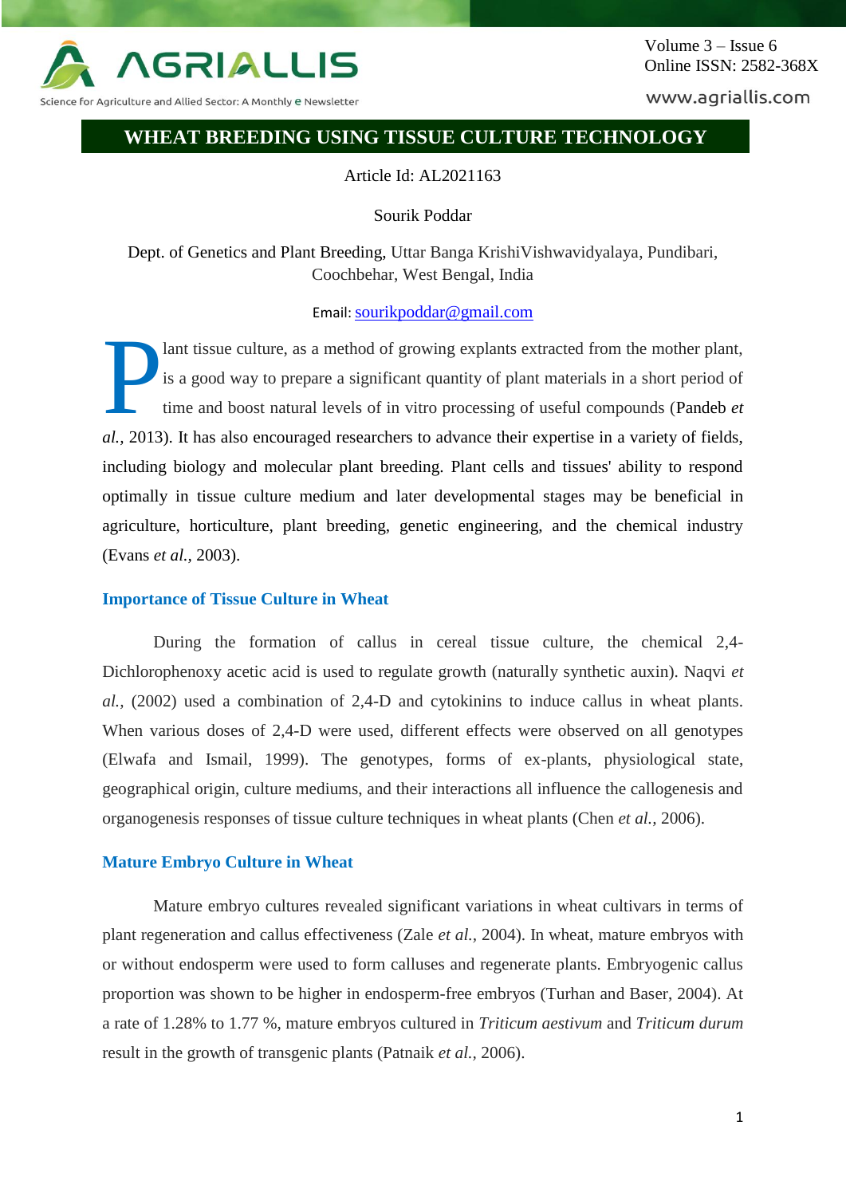# WHEAT BREEDING USING TISSUE CULTURE TECHNOLOGY

Article Id: AL2021163

Sourik Poddar

Dept. of Genetics and Plant Breeding, Uttar Banga KrishiVishwavidyalaya, Pundibari, Coochbehar, West Bengal, India

Email: sourikpoddar@gmail.com

Plant tissue culture, as a method of growing explants extracted from the mother plant, is a good way to prepare a significant quantity of plant materials in a short period of time and boost natural levels of in vitro processing of useful compounds (Pandeb *et al.*, 2013). It has also encouraged researchers to advance their expertise in a variety of fields, including biology and molecular plant breeding. Plant cells and tissues' ability to respond optimally in tissue culture medium and later developmental stages may be beneficial in agriculture, horticulture, plant breeding, genetic engineering, and the chemical industry (Evans *et al.*, 2003).

## Importance of Tissue Culture in Wheat

During the formation of callus in cereal tissue culture, the chemical 2,4-Dichlorophenoxy acetic acid is used to regulate growth (naturally synthetic auxin). Naqvi *et al.*, (2002) used a combination of 2,4-D and cytokinins to induce callus in wheat plants. When various doses of 2,4-D were used, different effects were observed on all genotypes (Elwafa and Ismail, 1999). The genotypes, forms of ex-plants, physiological state, geographical origin, culture mediums, and their interactions all influence the callogenesis and organogenesis responses of tissue culture techniques in wheat plants (Chen *et al.*, 2006).

## Mature Embryo Culture in Wheat

Mature embryo cultures revealed significant variations in wheat cultivars in terms of plant regeneration and callus effectiveness (Zale *et al.*, 2004). In wheat, mature embryos with or without endosperm were used to form calluses and regenerate plants. Embryogenic callus proportion was shown to be higher in endosperm-free embryos (Turhan and Baser, 2004). At a rate of 1.28% to 1.77 %, mature embryos cultured in *Triticum aestivum* and *Triticum durum* result in the growth of transgenic plants (Patnaik *et al.*, 2006).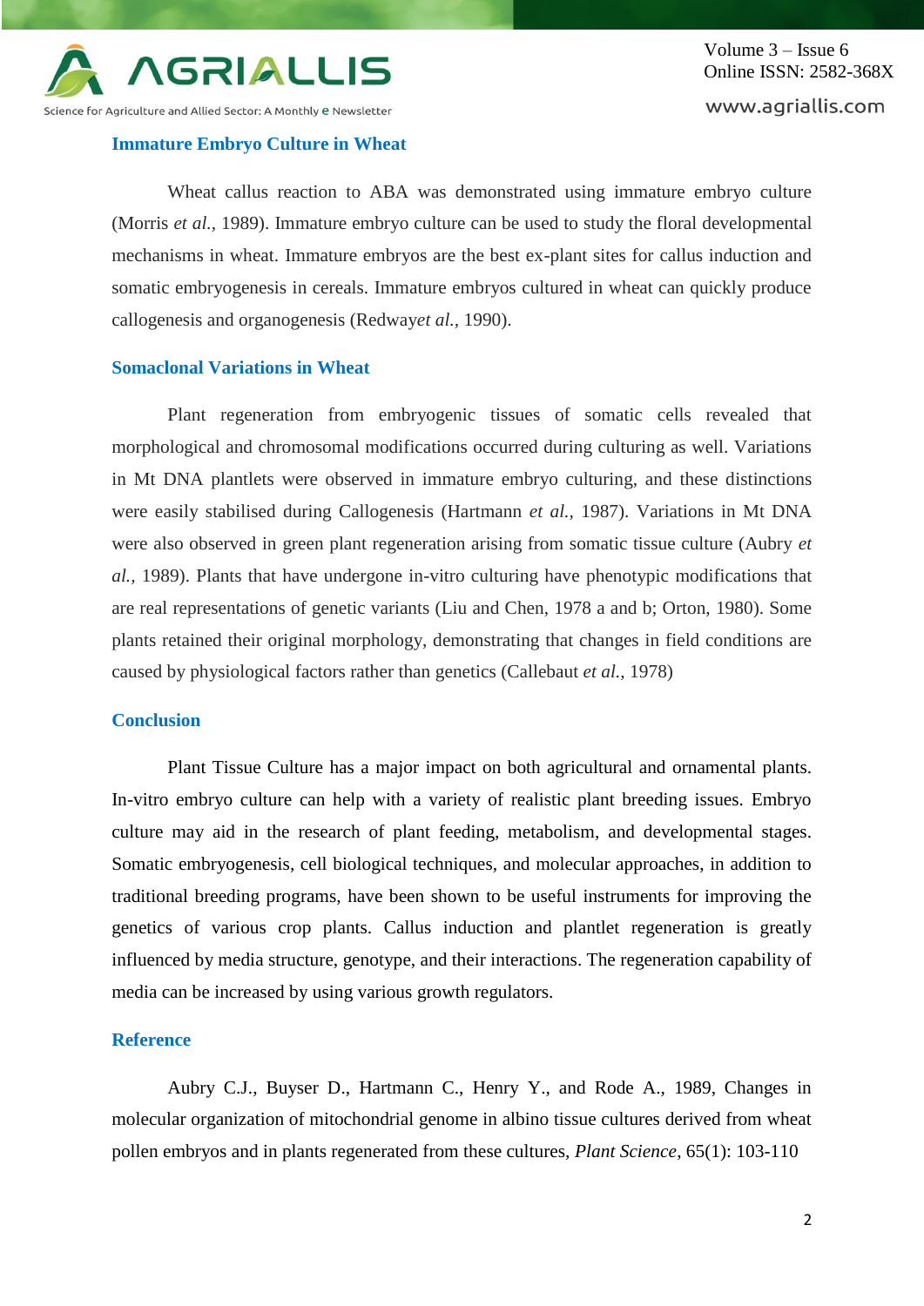## Immature Embryo Culture in Wheat

Wheat callus reaction to ABA was demonstrated using immature embryo culture (Morris *et al.*, 1989). Immature embryo culture can be used to study the floral developmental mechanisms in wheat. Immature embryos are the best ex-plant sites for callus induction and somatic embryogenesis in cereals. Immature embryos cultured in wheat can quickly produce callogenesis and organogenesis (Redway*et al.*, 1990).

## Somaclonal Variations in Wheat

Plant regeneration from embryogenic tissues of somatic cells revealed that morphological and chromosomal modifications occurred during culturing as well. Variations in Mt DNA plantlets were observed in immature embryo culturing, and these distinctions were easily stabilised during Callogenesis (Hartmann *et al.*, 1987). Variations in Mt DNA were also observed in green plant regeneration arising from somatic tissue culture (Aubry *et al.*, 1989). Plants that have undergone in-vitro culturing have phenotypic modifications that are real representations of genetic variants (Liu and Chen, 1978 a and b; Orton, 1980). Some plants retained their original morphology, demonstrating that changes in field conditions are caused by physiological factors rather than genetics (Callebaut *et al.*, 1978)

## Conclusion

Plant Tissue Culture has a major impact on both agricultural and ornamental plants. In-vitro embryo culture can help with a variety of realistic plant breeding issues. Embryo culture may aid in the research of plant feeding, metabolism, and developmental stages. Somatic embryogenesis, cell biological techniques, and molecular approaches, in addition to traditional breeding programs, have been shown to be useful instruments for improving the genetics of various crop plants. Callus induction and plantlet regeneration is greatly influenced by media structure, genotype, and their interactions. The regeneration capability of media can be increased by using various growth regulators.

## Reference

Aubry C.J., Buyser D., Hartmann C., Henry Y., and Rode A., 1989, Changes in molecular organization of mitochondrial genome in albino tissue cultures derived from wheat pollen embryos and in plants regenerated from these cultures, *Plant Science*, 65(1): 103-110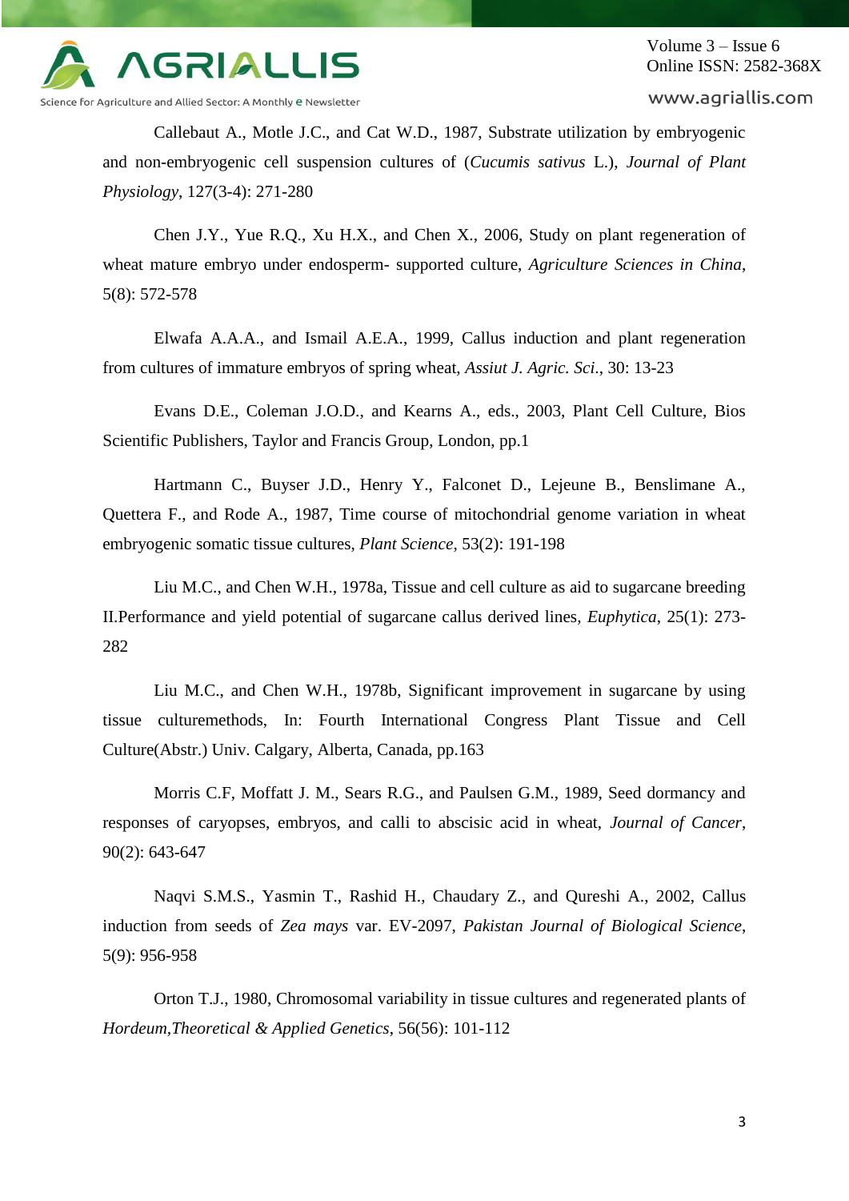Callebaut A., Motle J.C., and Cat W.D., 1987, Substrate utilization by embryogenic and non-embryogenic cell suspension cultures of (*Cucumis sativus* L.), *Journal of Plant Physiology*, 127(3-4): 271-280

Chen J.Y., Yue R.Q., Xu H.X., and Chen X., 2006, Study on plant regeneration of wheat mature embryo under endosperm- supported culture, *Agriculture Sciences in China*, 5(8): 572-578

Elwafa A.A.A., and Ismail A.E.A., 1999, Callus induction and plant regeneration from cultures of immature embryos of spring wheat, *Assiut J. Agric. Sci.*, 30: 13-23

Evans D.E., Coleman J.O.D., and Kearns A., eds., 2003, Plant Cell Culture, Bios Scientific Publishers, Taylor and Francis Group, London, pp.1

Hartmann C., Buyser J.D., Henry Y., Falconet D., Lejeune B., Benslimane A., Quettera F., and Rode A., 1987, Time course of mitochondrial genome variation in wheat embryogenic somatic tissue cultures, *Plant Science*, 53(2): 191-198

Liu M.C., and Chen W.H., 1978a, Tissue and cell culture as aid to sugarcane breeding II.Performance and yield potential of sugarcane callus derived lines, *Euphytica*, 25(1): 273-282

Liu M.C., and Chen W.H., 1978b, Significant improvement in sugarcane by using tissue culturemethods, In: Fourth International Congress Plant Tissue and Cell Culture(Abstr.) Univ. Calgary, Alberta, Canada, pp.163

Morris C.F, Moffatt J. M., Sears R.G., and Paulsen G.M., 1989, Seed dormancy and responses of caryopses, embryos, and calli to abscisic acid in wheat, *Journal of Cancer*, 90(2): 643-647

Naqvi S.M.S., Yasmin T., Rashid H., Chaudary Z., and Qureshi A., 2002, Callus induction from seeds of *Zea mays* var. EV-2097, *Pakistan Journal of Biological Science*, 5(9): 956-958

Orton T.J., 1980, Chromosomal variability in tissue cultures and regenerated plants of *Hordeum,Theoretical & Applied Genetics*, 56(56): 101-112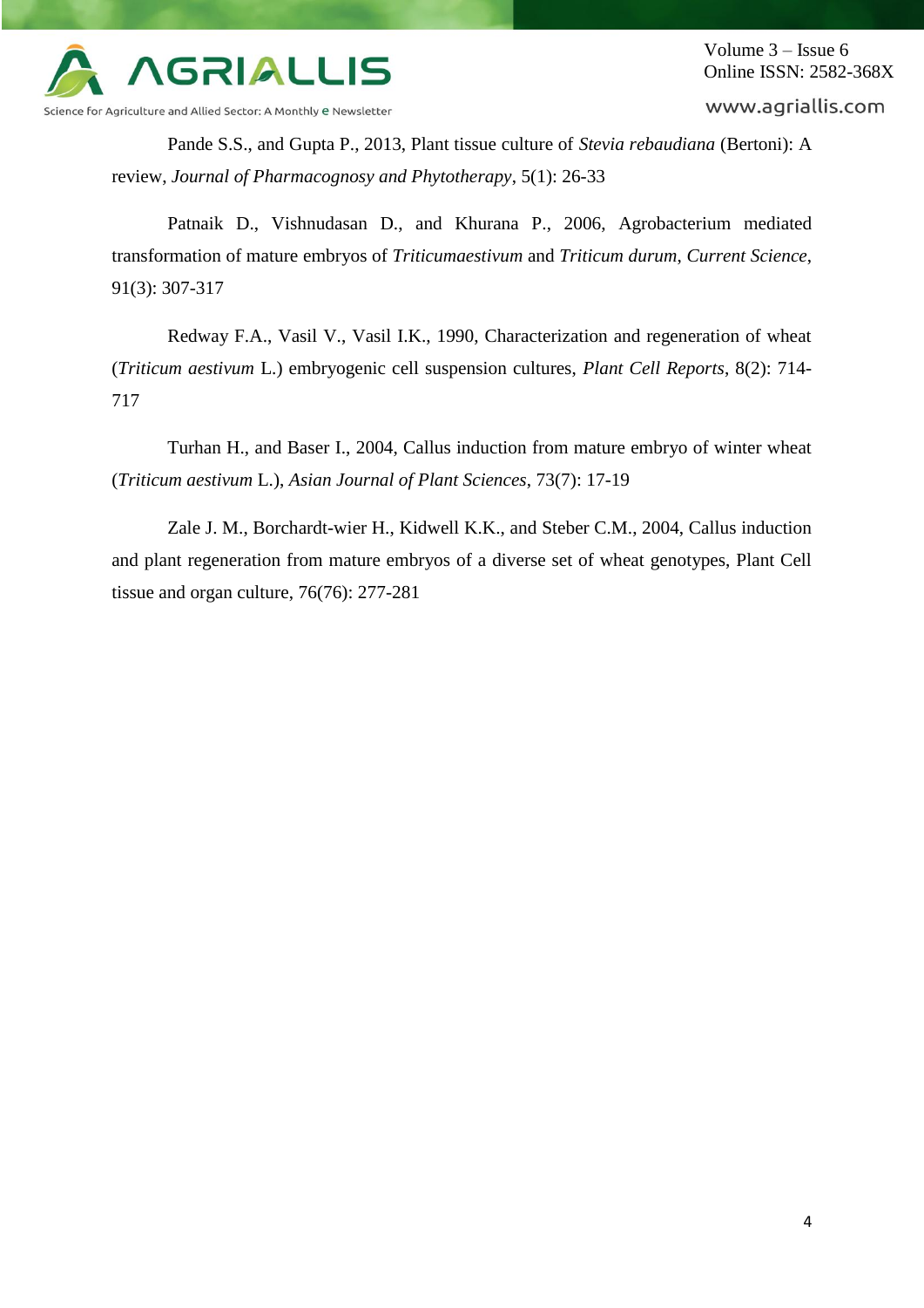Pande S.S., and Gupta P., 2013, Plant tissue culture of *Stevia rebaudiana* (Bertoni): A review, *Journal of Pharmacognosy and Phytotherapy*, 5(1): 26-33

Patnaik D., Vishnudasan D., and Khurana P., 2006, Agrobacterium mediated transformation of mature embryos of *Triticumaestivum* and *Triticum durum*, *Current Science*, 91(3): 307-317

Redway F.A., Vasil V., Vasil I.K., 1990, Characterization and regeneration of wheat (*Triticum aestivum* L.) embryogenic cell suspension cultures, *Plant Cell Reports*, 8(2): 714-717

Turhan H., and Baser I., 2004, Callus induction from mature embryo of winter wheat (*Triticum aestivum* L.), *Asian Journal of Plant Sciences*, 73(7): 17-19

Zale J. M., Borchardt-wier H., Kidwell K.K., and Steber C.M., 2004, Callus induction and plant regeneration from mature embryos of a diverse set of wheat genotypes, Plant Cell tissue and organ culture, 76(76): 277-281